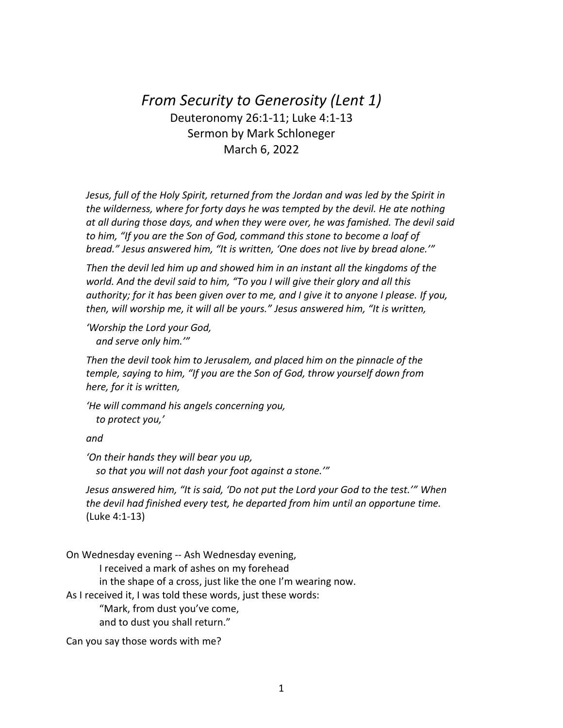# *From Security to Generosity (Lent 1)*

Deuteronomy 26:1-11; Luke 4:1-13

Sermon by Mark Schloneger

March 6, 2022

> *Jesus, full of the Holy Spirit, returned from the Jordan and was led by the Spirit in the wilderness, where for forty days he was tempted by the devil. He ate nothing at all during those days, and when they were over, he was famished. The devil said to him, "If you are the Son of God, command this stone to become a loaf of bread." Jesus answered him, "It is written, 'One does not live by bread alone.'"*
>
> *Then the devil led him up and showed him in an instant all the kingdoms of the world. And the devil said to him, "To you I will give their glory and all this authority; for it has been given over to me, and I give it to anyone I please. If you, then, will worship me, it will all be yours." Jesus answered him, "It is written,*
>
> *'Worship the Lord your God,*
> *and serve only him.'"*
>
> *Then the devil took him to Jerusalem, and placed him on the pinnacle of the temple, saying to him, "If you are the Son of God, throw yourself down from here, for it is written,*
>
> *'He will command his angels concerning you,*
> *to protect you,'*
>
> *and*
>
> *'On their hands they will bear you up,*
> *so that you will not dash your foot against a stone.'"*
>
> *Jesus answered him, "It is said, 'Do not put the Lord your God to the test.'" When the devil had finished every test, he departed from him until an opportune time.* (Luke 4:1-13)

On Wednesday evening -- Ash Wednesday evening,
I received a mark of ashes on my forehead
in the shape of a cross, just like the one I'm wearing now.
As I received it, I was told these words, just these words:
"Mark, from dust you've come,
and to dust you shall return."

Can you say those words with me?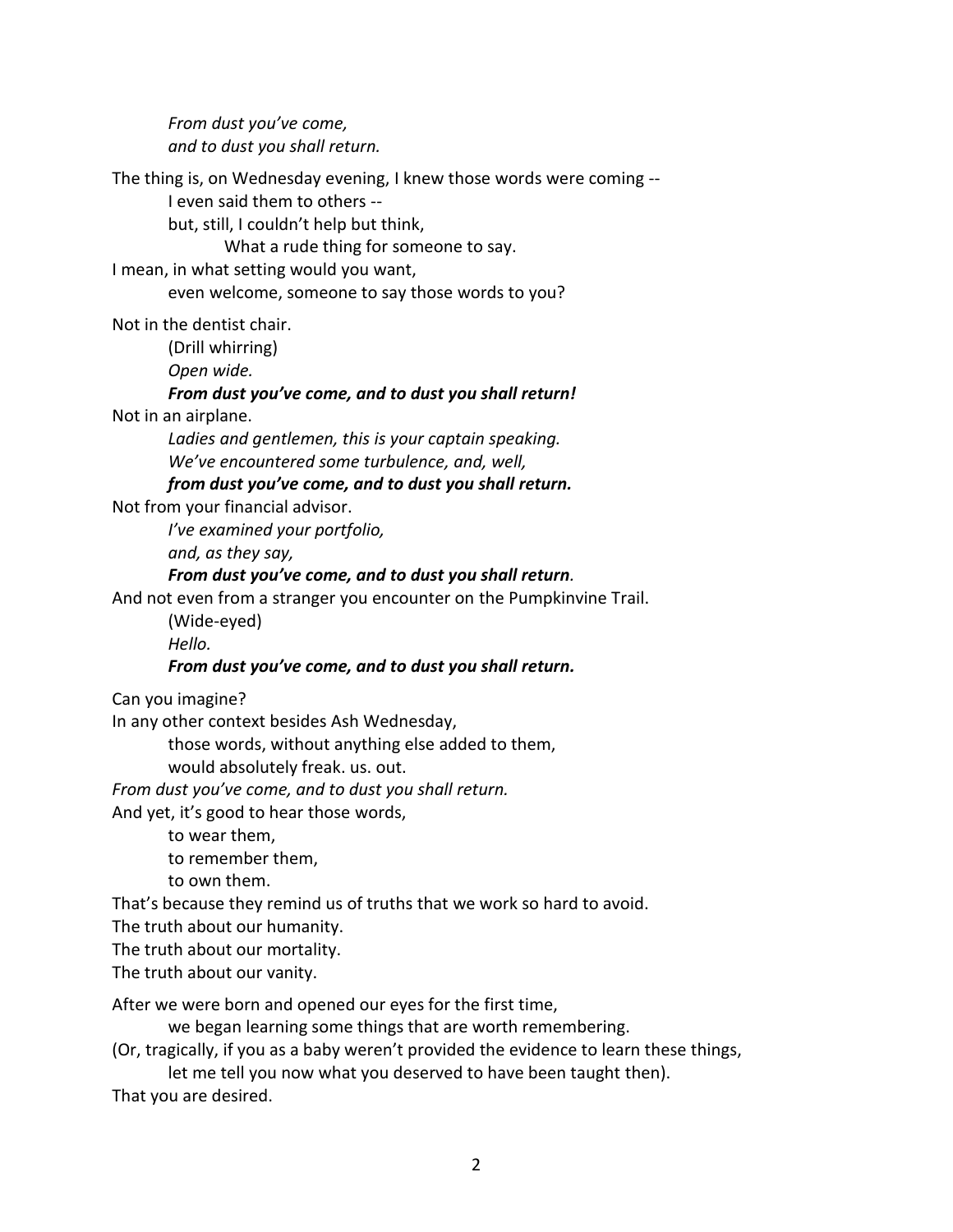*From dust you've come,*
*and to dust you shall return.*

The thing is, on Wednesday evening, I knew those words were coming --
I even said them to others --
but, still, I couldn't help but think,
What a rude thing for someone to say.
I mean, in what setting would you want,
even welcome, someone to say those words to you?

Not in the dentist chair.
(Drill whirring)
*Open wide.*
***From dust you've come, and to dust you shall return!***
Not in an airplane.
*Ladies and gentlemen, this is your captain speaking.*
*We've encountered some turbulence, and, well,*
***from dust you've come, and to dust you shall return.***
Not from your financial advisor.
*I've examined your portfolio,*
*and, as they say,*
***From dust you've come, and to dust you shall return****.*
And not even from a stranger you encounter on the Pumpkinvine Trail.
(Wide-eyed)
*Hello.*
***From dust you've come, and to dust you shall return.***

Can you imagine?
In any other context besides Ash Wednesday,
those words, without anything else added to them,
would absolutely freak. us. out.
*From dust you've come, and to dust you shall return.*
And yet, it's good to hear those words,
to wear them,
to remember them,
to own them.
That's because they remind us of truths that we work so hard to avoid.
The truth about our humanity.
The truth about our mortality.
The truth about our vanity.

After we were born and opened our eyes for the first time,
we began learning some things that are worth remembering.
(Or, tragically, if you as a baby weren't provided the evidence to learn these things,
let me tell you now what you deserved to have been taught then).
That you are desired.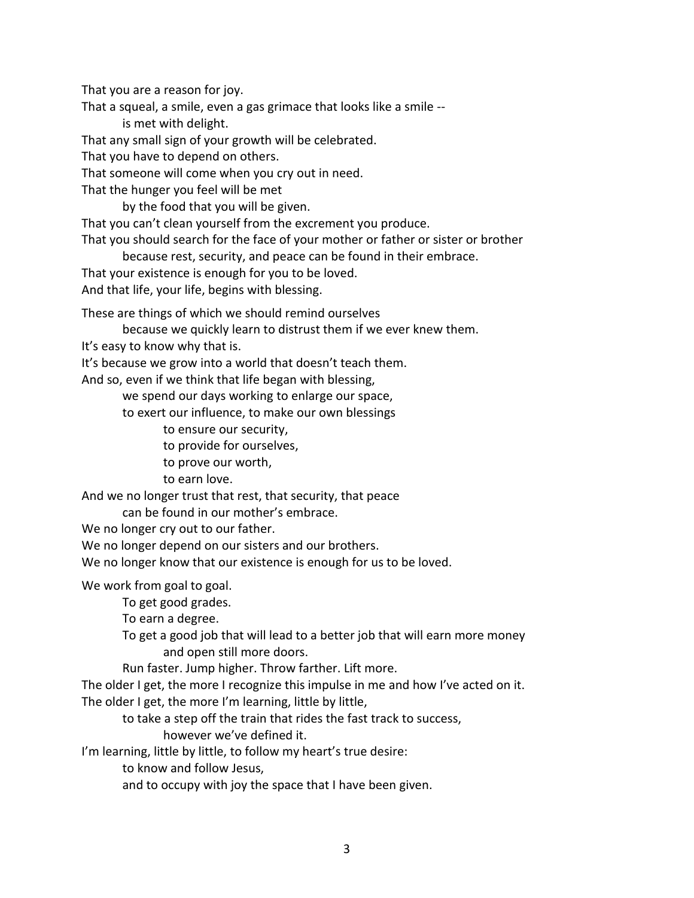That you are a reason for joy.
That a squeal, a smile, even a gas grimace that looks like a smile --
    is met with delight.
That any small sign of your growth will be celebrated.
That you have to depend on others.
That someone will come when you cry out in need.
That the hunger you feel will be met
    by the food that you will be given.
That you can't clean yourself from the excrement you produce.
That you should search for the face of your mother or father or sister or brother
    because rest, security, and peace can be found in their embrace.
That your existence is enough for you to be loved.
And that life, your life, begins with blessing.

These are things of which we should remind ourselves
    because we quickly learn to distrust them if we ever knew them.
It's easy to know why that is.
It's because we grow into a world that doesn't teach them.
And so, even if we think that life began with blessing,
    we spend our days working to enlarge our space,
    to exert our influence, to make our own blessings
        to ensure our security,
        to provide for ourselves,
        to prove our worth,
        to earn love.
And we no longer trust that rest, that security, that peace
    can be found in our mother's embrace.
We no longer cry out to our father.
We no longer depend on our sisters and our brothers.
We no longer know that our existence is enough for us to be loved.

We work from goal to goal.
    To get good grades.
    To earn a degree.
    To get a good job that will lead to a better job that will earn more money
        and open still more doors.
    Run faster. Jump higher. Throw farther. Lift more.
The older I get, the more I recognize this impulse in me and how I've acted on it.
The older I get, the more I'm learning, little by little,
    to take a step off the train that rides the fast track to success,
        however we've defined it.
I'm learning, little by little, to follow my heart's true desire:
    to know and follow Jesus,
    and to occupy with joy the space that I have been given.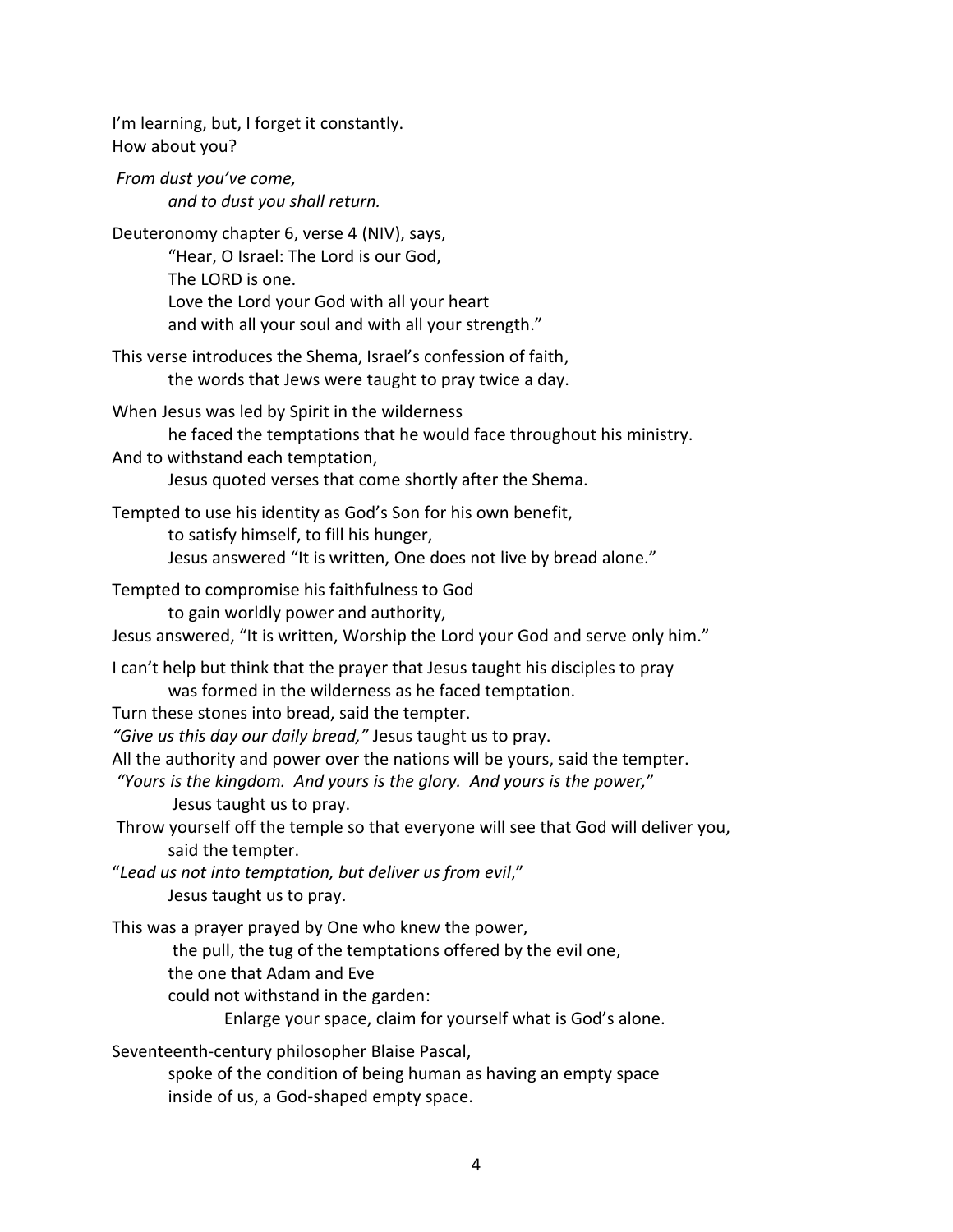I'm learning, but, I forget it constantly.
How about you?

*From dust you've come,*
*and to dust you shall return.*

Deuteronomy chapter 6, verse 4 (NIV), says,
"Hear, O Israel: The Lord is our God,
The LORD is one.
Love the Lord your God with all your heart
and with all your soul and with all your strength."

This verse introduces the Shema, Israel's confession of faith,
the words that Jews were taught to pray twice a day.

When Jesus was led by Spirit in the wilderness
he faced the temptations that he would face throughout his ministry.
And to withstand each temptation,
Jesus quoted verses that come shortly after the Shema.

Tempted to use his identity as God's Son for his own benefit,
to satisfy himself, to fill his hunger,
Jesus answered "It is written, One does not live by bread alone."

Tempted to compromise his faithfulness to God
to gain worldly power and authority,
Jesus answered, "It is written, Worship the Lord your God and serve only him."

I can't help but think that the prayer that Jesus taught his disciples to pray
was formed in the wilderness as he faced temptation.
Turn these stones into bread, said the tempter.
*"Give us this day our daily bread,"* Jesus taught us to pray.
All the authority and power over the nations will be yours, said the tempter.
*"Yours is the kingdom. And yours is the glory. And yours is the power,"*
Jesus taught us to pray.
Throw yourself off the temple so that everyone will see that God will deliver you,
said the tempter.
"*Lead us not into temptation, but deliver us from evil*,"
Jesus taught us to pray.

This was a prayer prayed by One who knew the power,
the pull, the tug of the temptations offered by the evil one,
the one that Adam and Eve
could not withstand in the garden:
Enlarge your space, claim for yourself what is God's alone.

Seventeenth-century philosopher Blaise Pascal,
spoke of the condition of being human as having an empty space
inside of us, a God-shaped empty space.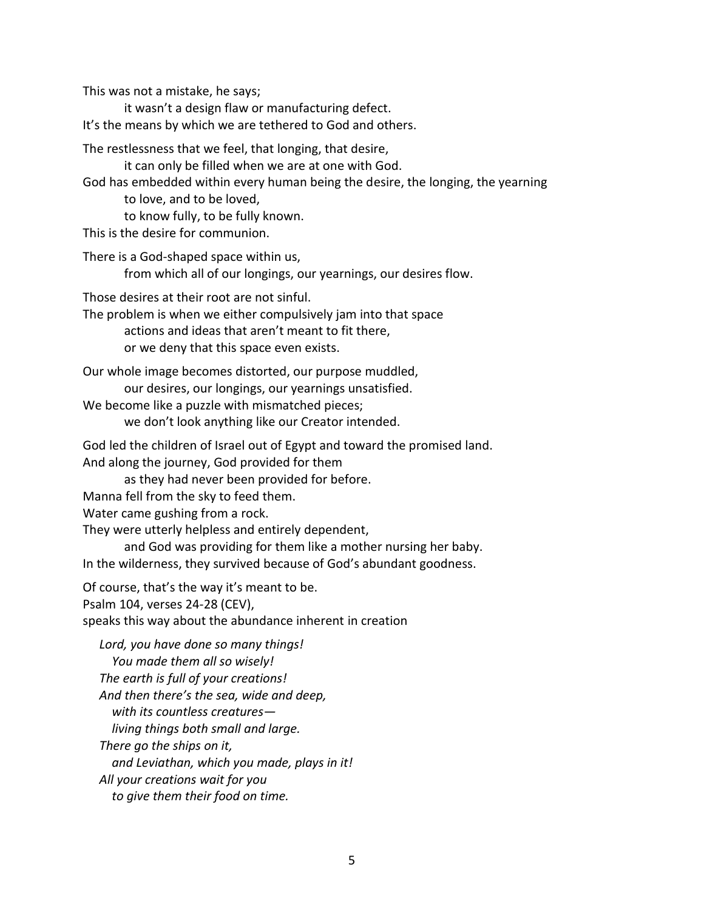This was not a mistake, he says;
it wasn't a design flaw or manufacturing defect.
It's the means by which we are tethered to God and others.

The restlessness that we feel, that longing, that desire,
it can only be filled when we are at one with God.
God has embedded within every human being the desire, the longing, the yearning
to love, and to be loved,
to know fully, to be fully known.
This is the desire for communion.

There is a God-shaped space within us,
from which all of our longings, our yearnings, our desires flow.

Those desires at their root are not sinful.
The problem is when we either compulsively jam into that space
actions and ideas that aren't meant to fit there,
or we deny that this space even exists.

Our whole image becomes distorted, our purpose muddled,
our desires, our longings, our yearnings unsatisfied.
We become like a puzzle with mismatched pieces;
we don't look anything like our Creator intended.

God led the children of Israel out of Egypt and toward the promised land.
And along the journey, God provided for them
as they had never been provided for before.
Manna fell from the sky to feed them.
Water came gushing from a rock.
They were utterly helpless and entirely dependent,
and God was providing for them like a mother nursing her baby.
In the wilderness, they survived because of God's abundant goodness.

Of course, that's the way it's meant to be.
Psalm 104, verses 24-28 (CEV),
speaks this way about the abundance inherent in creation

*Lord, you have done so many things!*
*You made them all so wisely!*
*The earth is full of your creations!*
*And then there's the sea, wide and deep,*
*with its countless creatures—*
*living things both small and large.*
*There go the ships on it,*
*and Leviathan, which you made, plays in it!*
*All your creations wait for you*
*to give them their food on time.*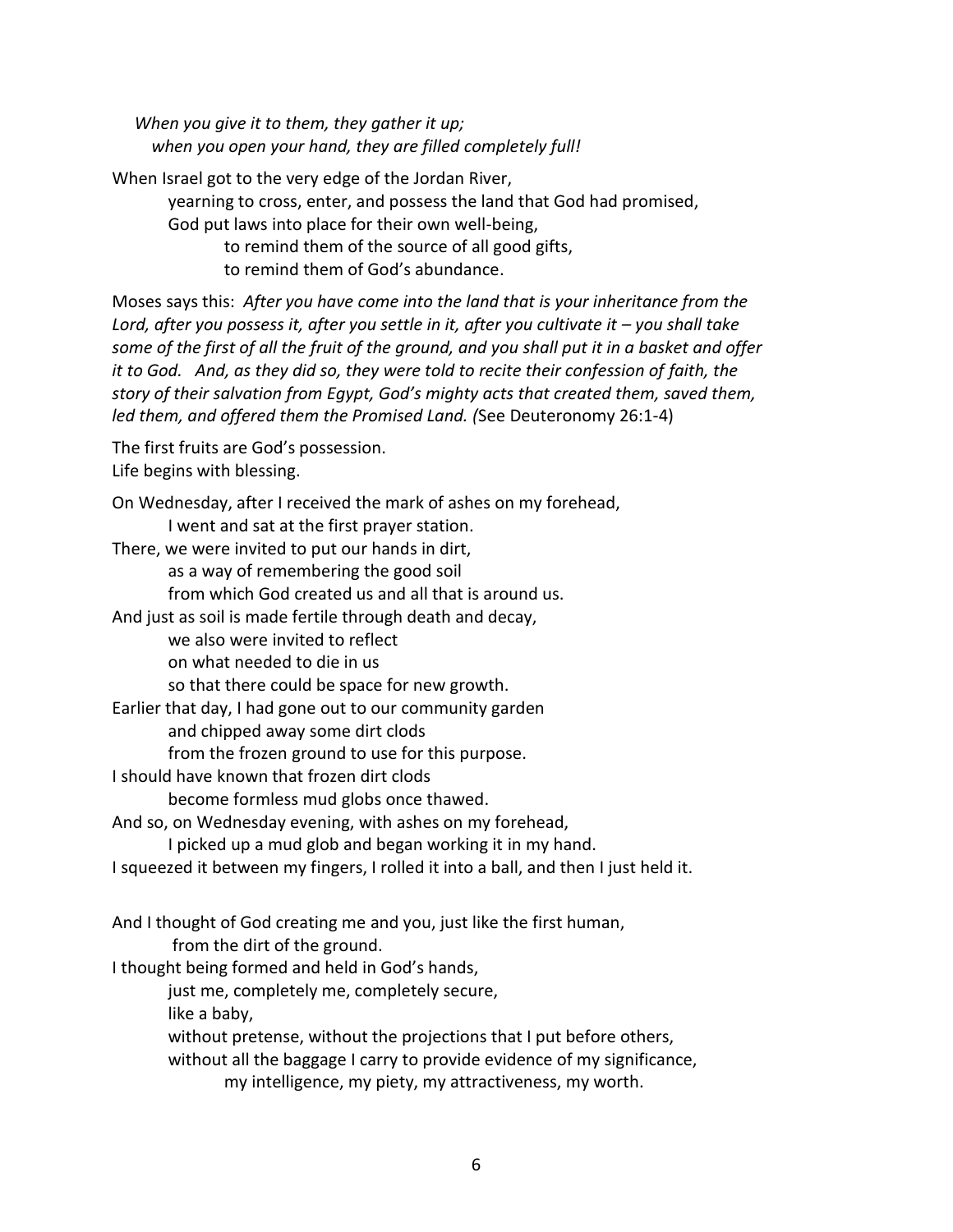*When you give it to them, they gather it up;*
*when you open your hand, they are filled completely full!*

When Israel got to the very edge of the Jordan River,
yearning to cross, enter, and possess the land that God had promised,
God put laws into place for their own well-being,
to remind them of the source of all good gifts,
to remind them of God's abundance.

Moses says this: *After you have come into the land that is your inheritance from the Lord, after you possess it, after you settle in it, after you cultivate it – you shall take some of the first of all the fruit of the ground, and you shall put it in a basket and offer it to God. And, as they did so, they were told to recite their confession of faith, the story of their salvation from Egypt, God's mighty acts that created them, saved them, led them, and offered them the Promised Land. (*See Deuteronomy 26:1-4)

The first fruits are God's possession.
Life begins with blessing.

On Wednesday, after I received the mark of ashes on my forehead,
I went and sat at the first prayer station.
There, we were invited to put our hands in dirt,
as a way of remembering the good soil
from which God created us and all that is around us.
And just as soil is made fertile through death and decay,
we also were invited to reflect
on what needed to die in us
so that there could be space for new growth.
Earlier that day, I had gone out to our community garden
and chipped away some dirt clods
from the frozen ground to use for this purpose.
I should have known that frozen dirt clods
become formless mud globs once thawed.
And so, on Wednesday evening, with ashes on my forehead,
I picked up a mud glob and began working it in my hand.
I squeezed it between my fingers, I rolled it into a ball, and then I just held it.

And I thought of God creating me and you, just like the first human,
from the dirt of the ground.
I thought being formed and held in God's hands,
just me, completely me, completely secure,
like a baby,
without pretense, without the projections that I put before others,
without all the baggage I carry to provide evidence of my significance,
my intelligence, my piety, my attractiveness, my worth.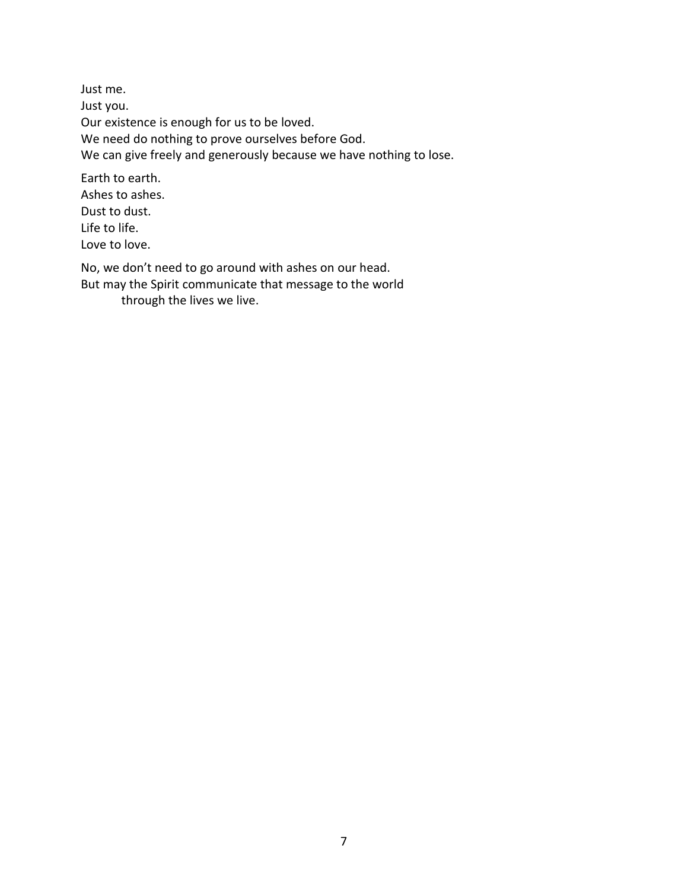Just me.  
Just you.  
Our existence is enough for us to be loved.  
We need do nothing to prove ourselves before God.  
We can give freely and generously because we have nothing to lose.

Earth to earth.  
Ashes to ashes.  
Dust to dust.  
Life to life.  
Love to love.

No, we don't need to go around with ashes on our head.  
But may the Spirit communicate that message to the world  
through the lives we live.